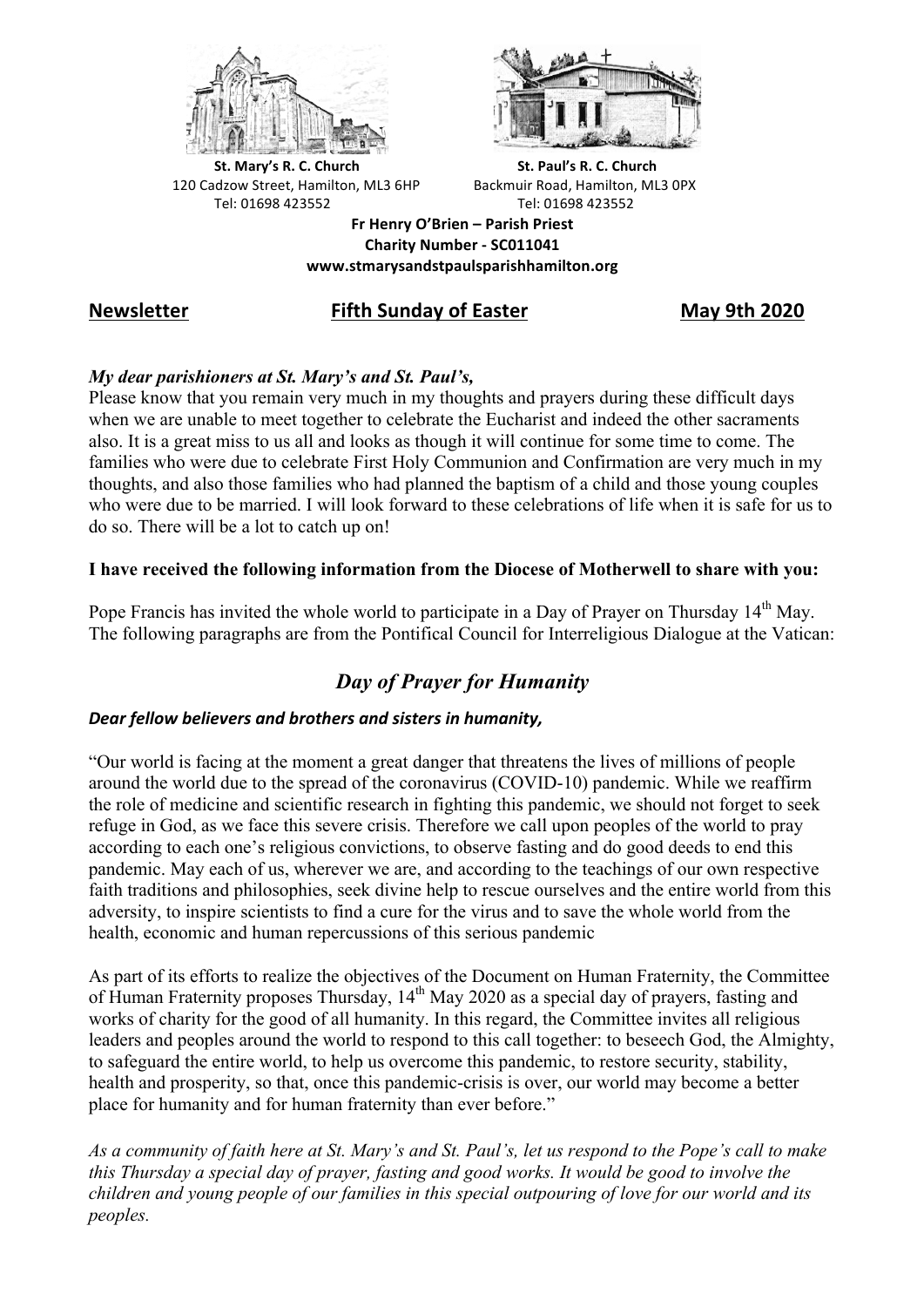**St. Mary's R. C. Church**
120 Cadzow Street, Hamilton, ML3 6HP
Tel: 01698 423552

**St. Paul's R. C. Church**
Backmuir Road, Hamilton, ML3 0PX
Tel: 01698 423552

**Fr Henry O'Brien – Parish Priest**
**Charity Number - SC011041**
**www.stmarysandstpaulsparishhamilton.org**

**Newsletter** **Fifth Sunday of Easter** **May 9th 2020**

***My dear parishioners at St. Mary's and St. Paul's,***

Please know that you remain very much in my thoughts and prayers during these difficult days when we are unable to meet together to celebrate the Eucharist and indeed the other sacraments also. It is a great miss to us all and looks as though it will continue for some time to come. The families who were due to celebrate First Holy Communion and Confirmation are very much in my thoughts, and also those families who had planned the baptism of a child and those young couples who were due to be married. I will look forward to these celebrations of life when it is safe for us to do so. There will be a lot to catch up on!

**I have received the following information from the Diocese of Motherwell to share with you:**

Pope Francis has invited the whole world to participate in a Day of Prayer on Thursday 14th May. The following paragraphs are from the Pontifical Council for Interreligious Dialogue at the Vatican:

## *Day of Prayer for Humanity*

***Dear fellow believers and brothers and sisters in humanity,***

"Our world is facing at the moment a great danger that threatens the lives of millions of people around the world due to the spread of the coronavirus (COVID-10) pandemic. While we reaffirm the role of medicine and scientific research in fighting this pandemic, we should not forget to seek refuge in God, as we face this severe crisis. Therefore we call upon peoples of the world to pray according to each one's religious convictions, to observe fasting and do good deeds to end this pandemic. May each of us, wherever we are, and according to the teachings of our own respective faith traditions and philosophies, seek divine help to rescue ourselves and the entire world from this adversity, to inspire scientists to find a cure for the virus and to save the whole world from the health, economic and human repercussions of this serious pandemic

As part of its efforts to realize the objectives of the Document on Human Fraternity, the Committee of Human Fraternity proposes Thursday, 14th May 2020 as a special day of prayers, fasting and works of charity for the good of all humanity. In this regard, the Committee invites all religious leaders and peoples around the world to respond to this call together: to beseech God, the Almighty, to safeguard the entire world, to help us overcome this pandemic, to restore security, stability, health and prosperity, so that, once this pandemic-crisis is over, our world may become a better place for humanity and for human fraternity than ever before."

*As a community of faith here at St. Mary's and St. Paul's, let us respond to the Pope's call to make this Thursday a special day of prayer, fasting and good works. It would be good to involve the children and young people of our families in this special outpouring of love for our world and its peoples.*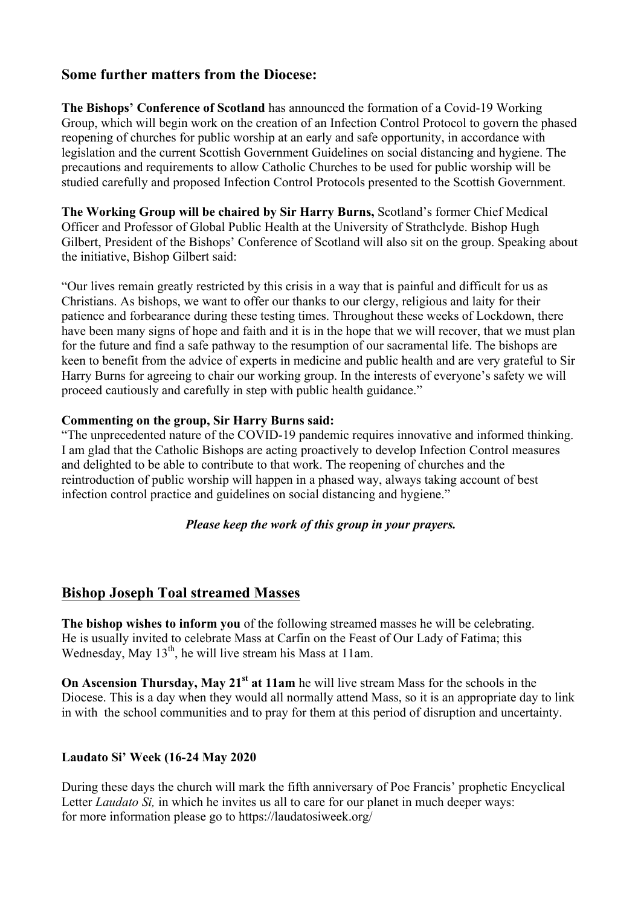## Some further matters from the Diocese:

**The Bishops' Conference of Scotland** has announced the formation of a Covid-19 Working Group, which will begin work on the creation of an Infection Control Protocol to govern the phased reopening of churches for public worship at an early and safe opportunity, in accordance with legislation and the current Scottish Government Guidelines on social distancing and hygiene. The precautions and requirements to allow Catholic Churches to be used for public worship will be studied carefully and proposed Infection Control Protocols presented to the Scottish Government.

**The Working Group will be chaired by Sir Harry Burns,** Scotland's former Chief Medical Officer and Professor of Global Public Health at the University of Strathclyde. Bishop Hugh Gilbert, President of the Bishops' Conference of Scotland will also sit on the group. Speaking about the initiative, Bishop Gilbert said:

"Our lives remain greatly restricted by this crisis in a way that is painful and difficult for us as Christians. As bishops, we want to offer our thanks to our clergy, religious and laity for their patience and forbearance during these testing times. Throughout these weeks of Lockdown, there have been many signs of hope and faith and it is in the hope that we will recover, that we must plan for the future and find a safe pathway to the resumption of our sacramental life. The bishops are keen to benefit from the advice of experts in medicine and public health and are very grateful to Sir Harry Burns for agreeing to chair our working group. In the interests of everyone's safety we will proceed cautiously and carefully in step with public health guidance."

**Commenting on the group, Sir Harry Burns said:**
"The unprecedented nature of the COVID-19 pandemic requires innovative and informed thinking. I am glad that the Catholic Bishops are acting proactively to develop Infection Control measures and delighted to be able to contribute to that work. The reopening of churches and the reintroduction of public worship will happen in a phased way, always taking account of best infection control practice and guidelines on social distancing and hygiene."

***Please keep the work of this group in your prayers.***

## Bishop Joseph Toal streamed Masses

**The bishop wishes to inform you** of the following streamed masses he will be celebrating. He is usually invited to celebrate Mass at Carfin on the Feast of Our Lady of Fatima; this Wednesday, May 13th, he will live stream his Mass at 11am.

**On Ascension Thursday, May 21st at 11am** he will live stream Mass for the schools in the Diocese. This is a day when they would all normally attend Mass, so it is an appropriate day to link in with the school communities and to pray for them at this period of disruption and uncertainty.

**Laudato Si' Week (16-24 May 2020**

During these days the church will mark the fifth anniversary of Poe Francis' prophetic Encyclical Letter *Laudato Si,* in which he invites us all to care for our planet in much deeper ways: for more information please go to https://laudatosiweek.org/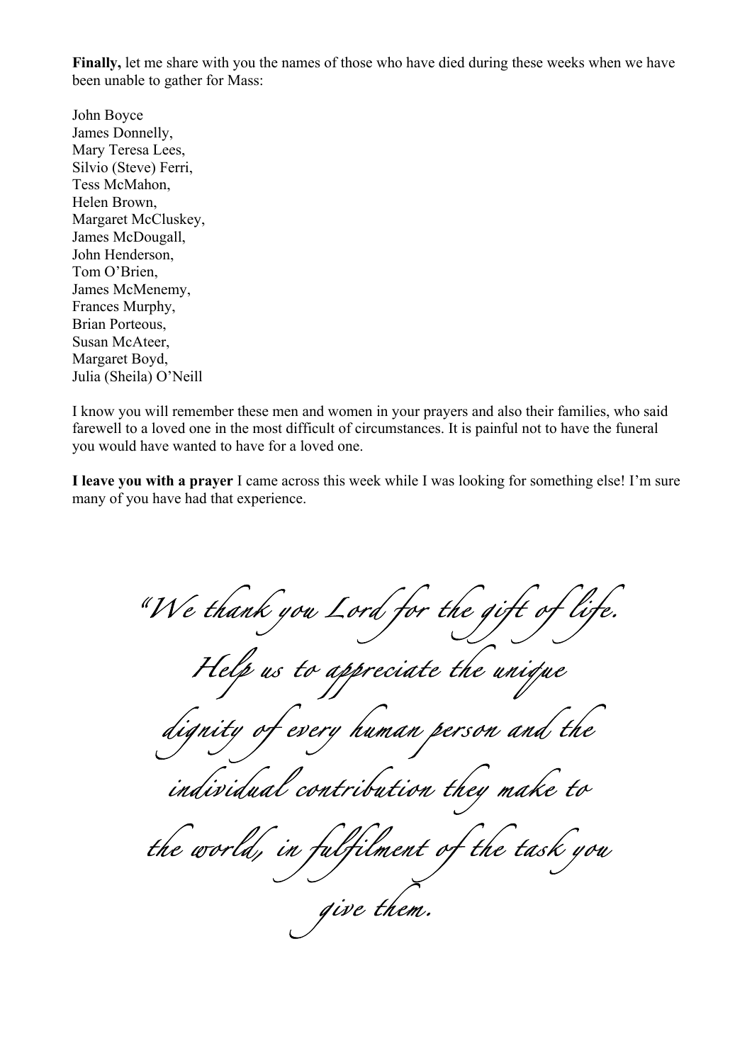**Finally,** let me share with you the names of those who have died during these weeks when we have been unable to gather for Mass:

John Boyce  
James Donnelly,  
Mary Teresa Lees,  
Silvio (Steve) Ferri,  
Tess McMahon,  
Helen Brown,  
Margaret McCluskey,  
James McDougall,  
John Henderson,  
Tom O'Brien,  
James McMenemy,  
Frances Murphy,  
Brian Porteous,  
Susan McAteer,  
Margaret Boyd,  
Julia (Sheila) O'Neill

I know you will remember these men and women in your prayers and also their families, who said farewell to a loved one in the most difficult of circumstances. It is painful not to have the funeral you would have wanted to have for a loved one.

**I leave you with a prayer** I came across this week while I was looking for something else! I'm sure many of you have had that experience.

*"We thank you Lord for the gift of life.  
Help us to appreciate the unique  
dignity of every human person and the  
individual contribution they make to  
the world, in fulfilment of the task you  
give them.*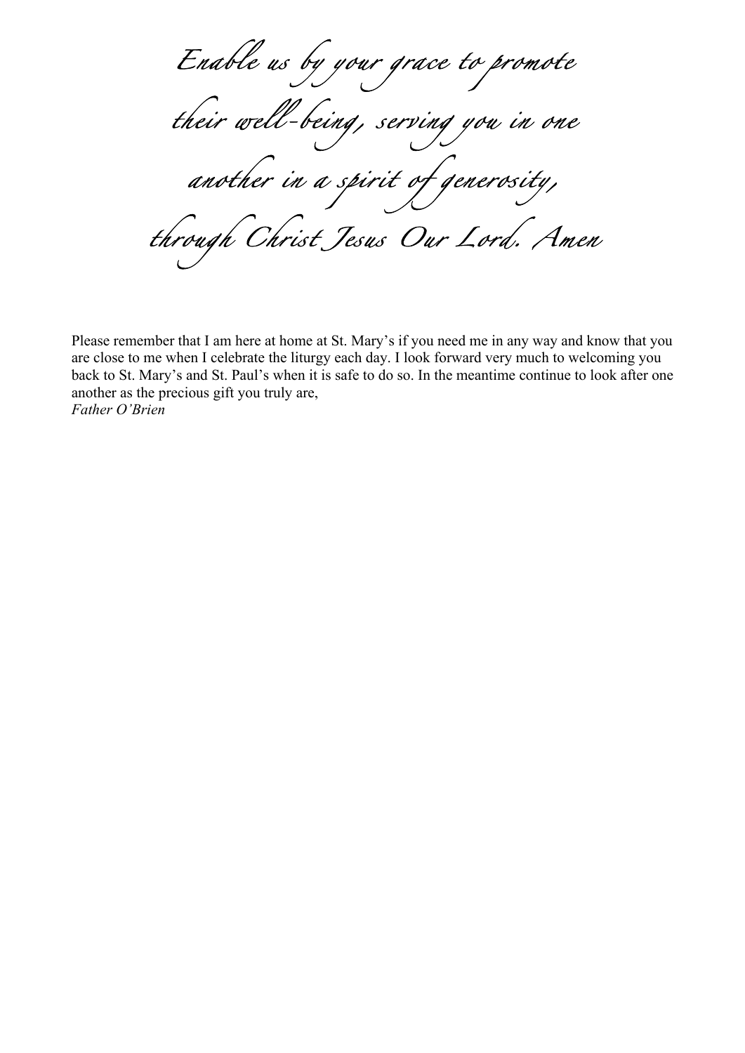*Enable us by your grace to promote*
*their well-being, serving you in one*
*another in a spirit of generosity,*
*through Christ Jesus Our Lord. Amen*

Please remember that I am here at home at St. Mary's if you need me in any way and know that you are close to me when I celebrate the liturgy each day. I look forward very much to welcoming you back to St. Mary's and St. Paul's when it is safe to do so. In the meantime continue to look after one another as the precious gift you truly are,
*Father O'Brien*